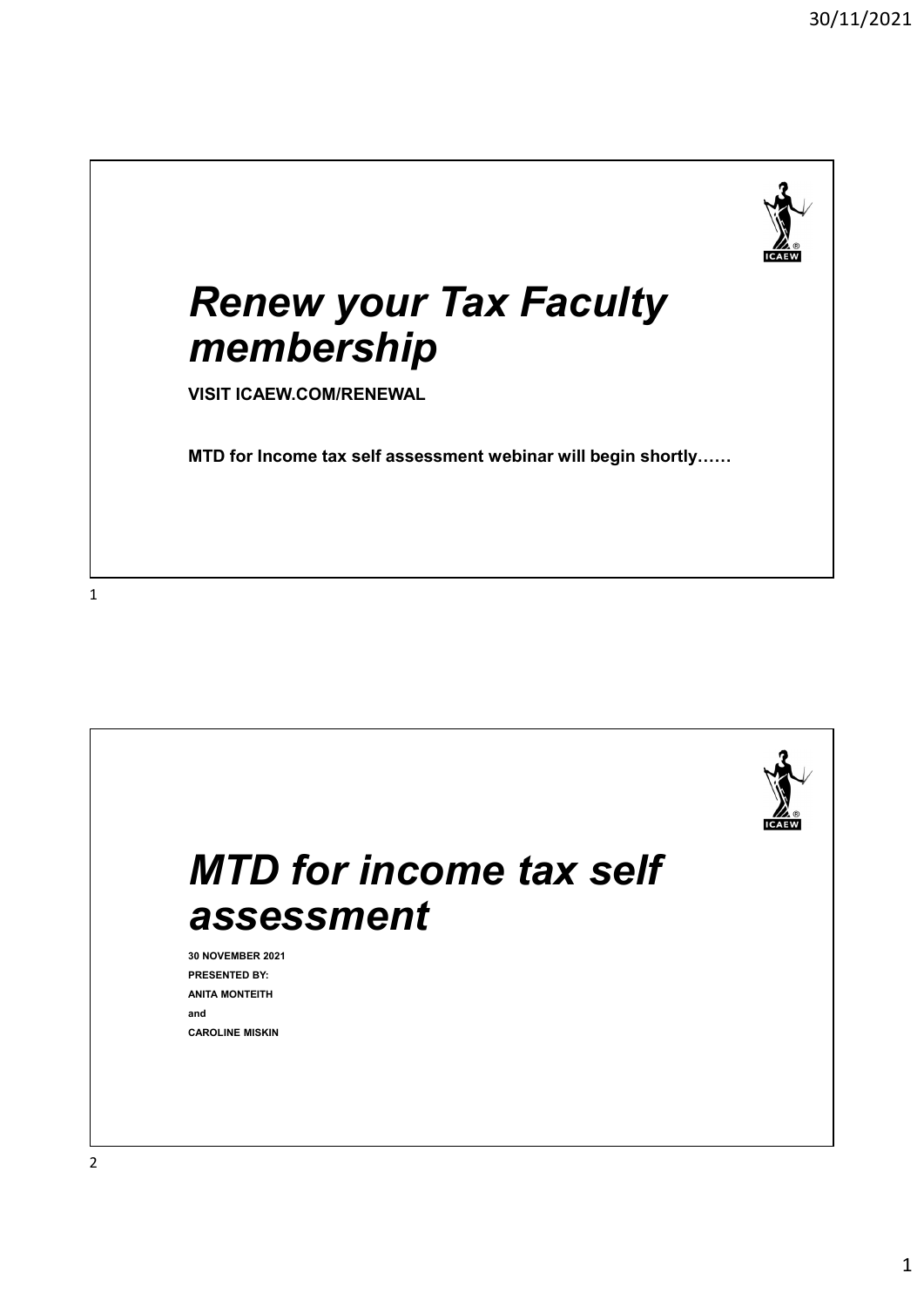# *Renew your Tax Faculty membership*

**VISIT ICAEW.COM/RENEWAL**

**MTD for Income tax self assessment webinar will begin shortly……**

# *MTD for income tax self assessment*

**30 NOVEMBER 2021**

**PRESENTED BY:**

**ANITA MONTEITH**

**and**

**CAROLINE MISKIN**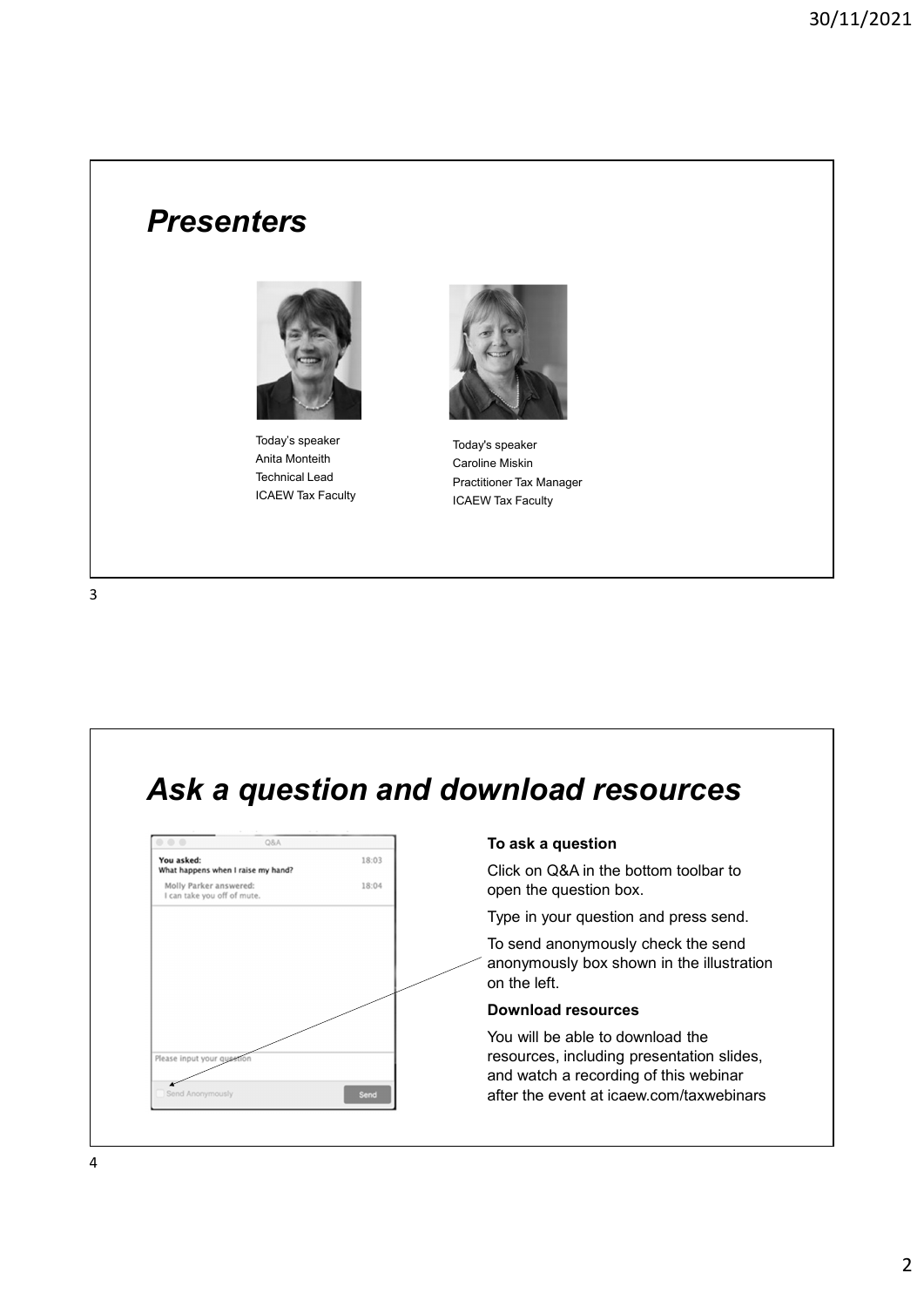## Presenters

Today's speaker
Anita Monteith
Technical Lead
ICAEW Tax Faculty

Today's speaker
Caroline Miskin
Practitioner Tax Manager
ICAEW Tax Faculty

## Ask a question and download resources

**To ask a question**

Click on Q&A in the bottom toolbar to open the question box.

Type in your question and press send.

To send anonymously check the send anonymously box shown in the illustration on the left.

**Download resources**

You will be able to download the resources, including presentation slides, and watch a recording of this webinar after the event at icaew.com/taxwebinars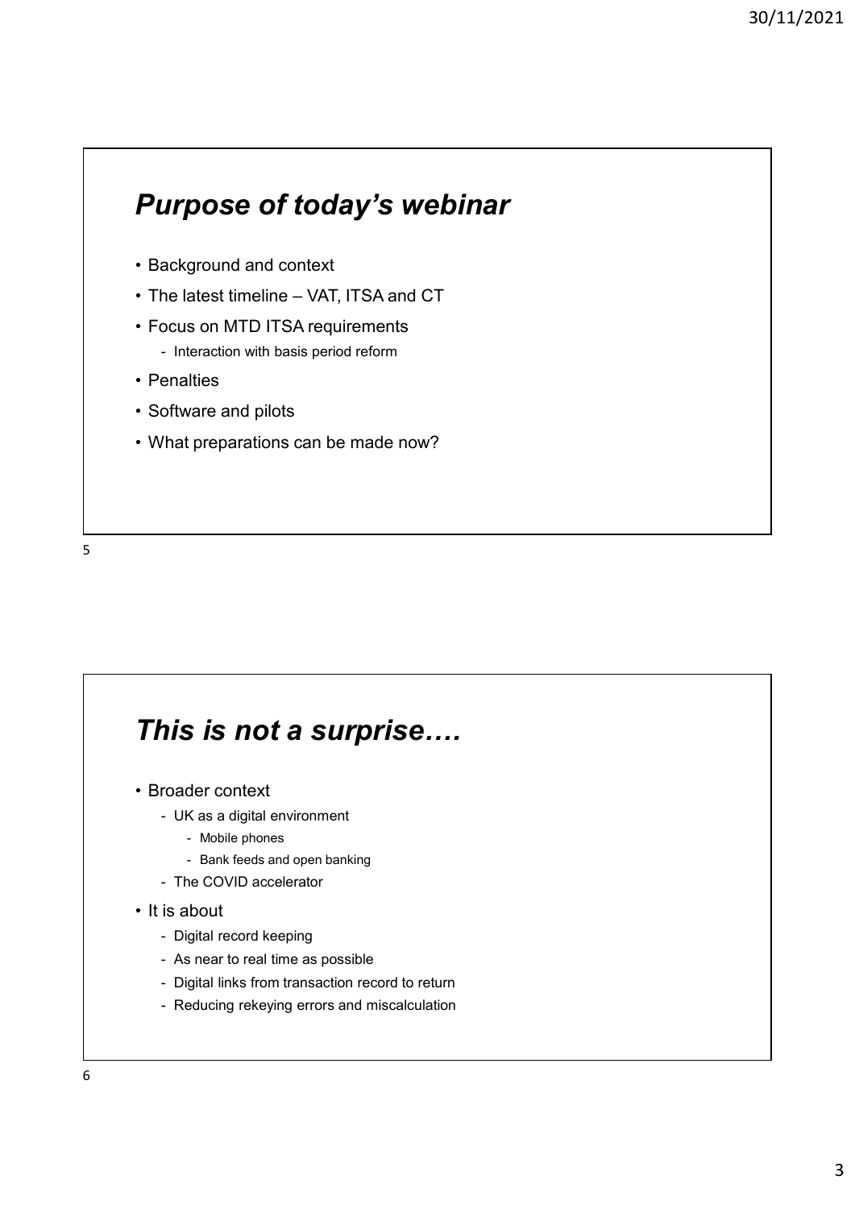## *Purpose of today's webinar*

- Background and context
- The latest timeline – VAT, ITSA and CT
- Focus on MTD ITSA requirements
  - Interaction with basis period reform
- Penalties
- Software and pilots
- What preparations can be made now?

## *This is not a surprise….*

- Broader context
  - UK as a digital environment
    - Mobile phones
    - Bank feeds and open banking
  - The COVID accelerator
- It is about
  - Digital record keeping
  - As near to real time as possible
  - Digital links from transaction record to return
  - Reducing rekeying errors and miscalculation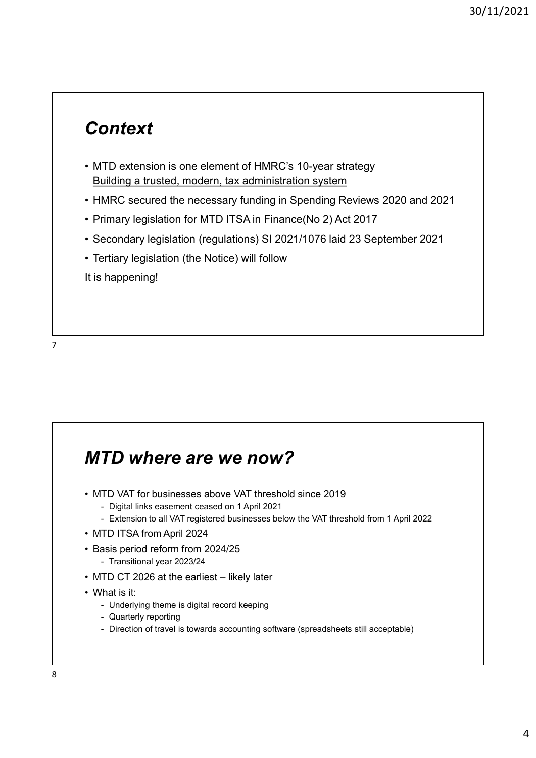## *Context*

- MTD extension is one element of HMRC's 10-year strategy
  Building a trusted, modern, tax administration system
- HMRC secured the necessary funding in Spending Reviews 2020 and 2021
- Primary legislation for MTD ITSA in Finance(No 2) Act 2017
- Secondary legislation (regulations) SI 2021/1076 laid 23 September 2021
- Tertiary legislation (the Notice) will follow

It is happening!

## *MTD where are we now?*

- MTD VAT for businesses above VAT threshold since 2019
  - Digital links easement ceased on 1 April 2021
  - Extension to all VAT registered businesses below the VAT threshold from 1 April 2022
- MTD ITSA from April 2024
- Basis period reform from 2024/25
  - Transitional year 2023/24
- MTD CT 2026 at the earliest – likely later
- What is it:
  - Underlying theme is digital record keeping
  - Quarterly reporting
  - Direction of travel is towards accounting software (spreadsheets still acceptable)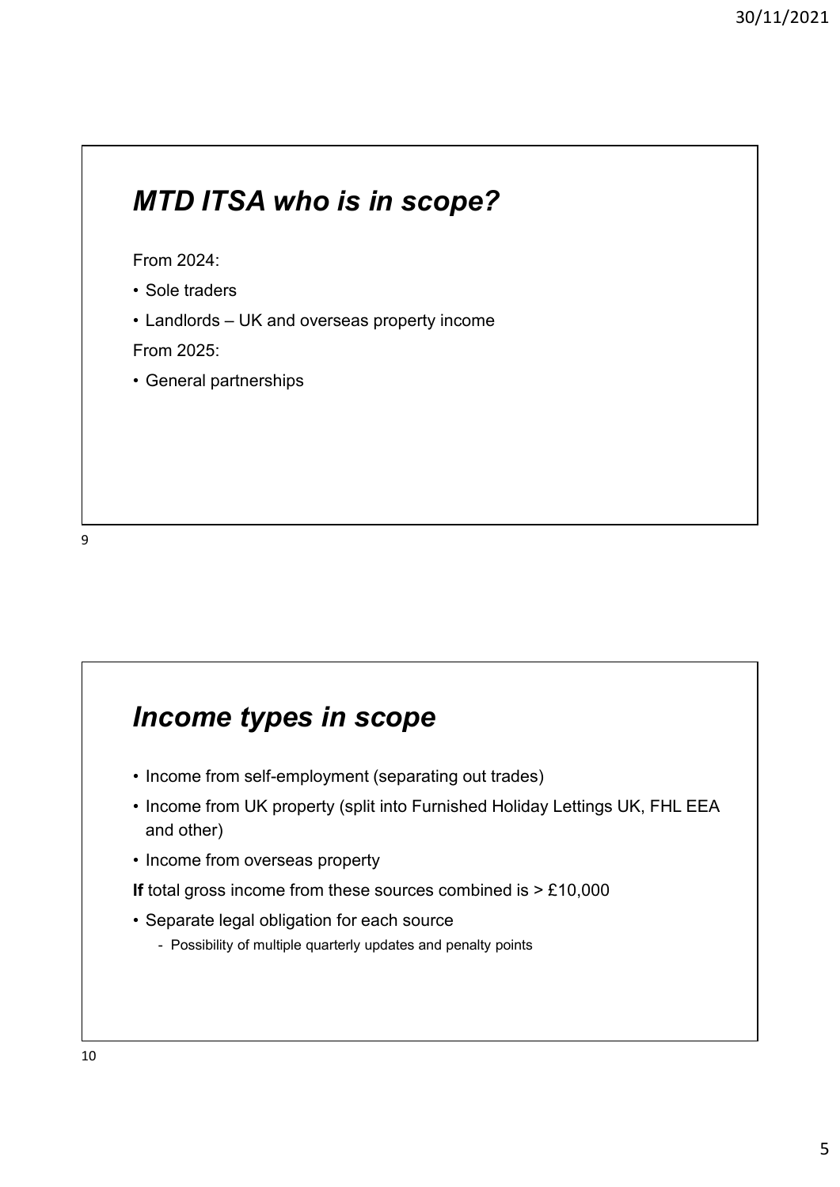## *MTD ITSA who is in scope?*

From 2024:

- Sole traders
- Landlords – UK and overseas property income

From 2025:

- General partnerships

## *Income types in scope*

- Income from self-employment (separating out trades)
- Income from UK property (split into Furnished Holiday Lettings UK, FHL EEA and other)
- Income from overseas property

**If** total gross income from these sources combined is > £10,000

- Separate legal obligation for each source
  - Possibility of multiple quarterly updates and penalty points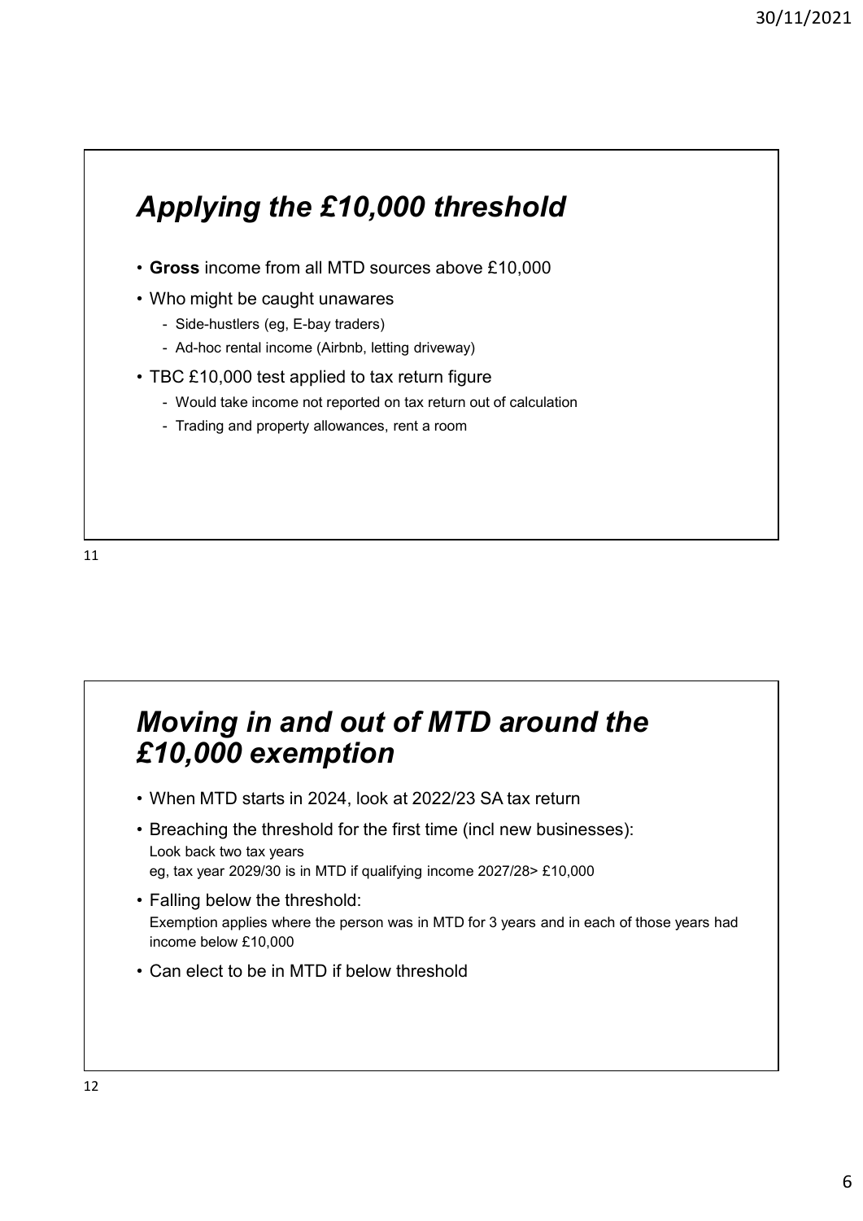## *Applying the £10,000 threshold*

- **Gross** income from all MTD sources above £10,000
- Who might be caught unawares
  - Side-hustlers (eg, E-bay traders)
  - Ad-hoc rental income (Airbnb, letting driveway)
- TBC £10,000 test applied to tax return figure
  - Would take income not reported on tax return out of calculation
  - Trading and property allowances, rent a room

## *Moving in and out of MTD around the £10,000 exemption*

- When MTD starts in 2024, look at 2022/23 SA tax return
- Breaching the threshold for the first time (incl new businesses):
  Look back two tax years
  eg, tax year 2029/30 is in MTD if qualifying income 2027/28> £10,000
- Falling below the threshold:
  Exemption applies where the person was in MTD for 3 years and in each of those years had income below £10,000
- Can elect to be in MTD if below threshold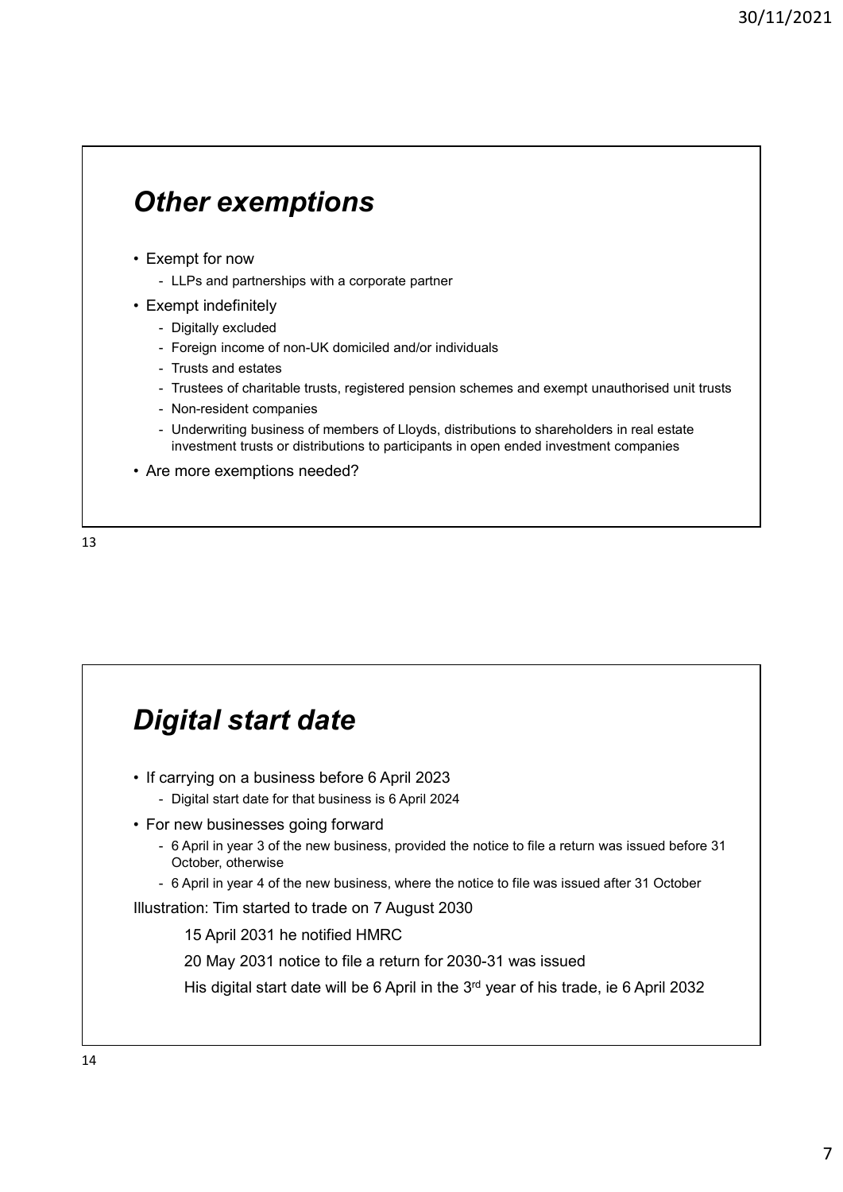## *Other exemptions*

- Exempt for now
  - LLPs and partnerships with a corporate partner
- Exempt indefinitely
  - Digitally excluded
  - Foreign income of non-UK domiciled and/or individuals
  - Trusts and estates
  - Trustees of charitable trusts, registered pension schemes and exempt unauthorised unit trusts
  - Non-resident companies
  - Underwriting business of members of Lloyds, distributions to shareholders in real estate investment trusts or distributions to participants in open ended investment companies
- Are more exemptions needed?

## *Digital start date*

- If carrying on a business before 6 April 2023
  - Digital start date for that business is 6 April 2024
- For new businesses going forward
  - 6 April in year 3 of the new business, provided the notice to file a return was issued before 31 October, otherwise
  - 6 April in year 4 of the new business, where the notice to file was issued after 31 October

Illustration: Tim started to trade on 7 August 2030

15 April 2031 he notified HMRC

20 May 2031 notice to file a return for 2030-31 was issued

His digital start date will be 6 April in the 3rd year of his trade, ie 6 April 2032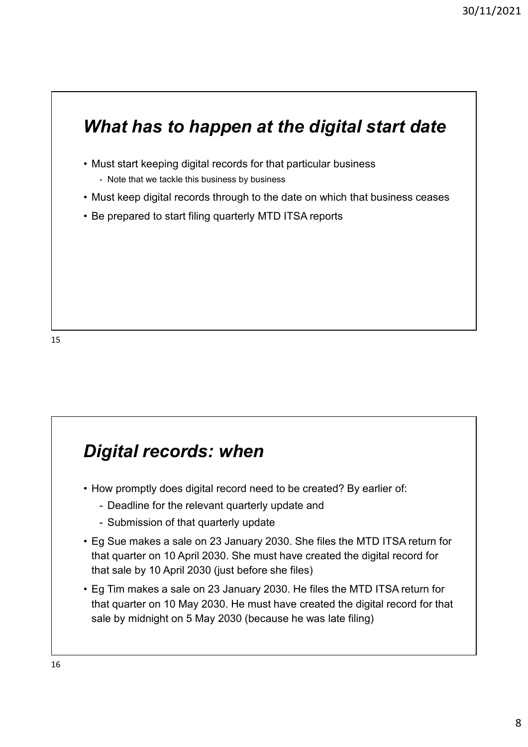## *What has to happen at the digital start date*

- Must start keeping digital records for that particular business
  - Note that we tackle this business by business
- Must keep digital records through to the date on which that business ceases
- Be prepared to start filing quarterly MTD ITSA reports

## *Digital records: when*

- How promptly does digital record need to be created? By earlier of:
  - Deadline for the relevant quarterly update and
  - Submission of that quarterly update
- Eg Sue makes a sale on 23 January 2030. She files the MTD ITSA return for that quarter on 10 April 2030. She must have created the digital record for that sale by 10 April 2030 (just before she files)
- Eg Tim makes a sale on 23 January 2030. He files the MTD ITSA return for that quarter on 10 May 2030. He must have created the digital record for that sale by midnight on 5 May 2030 (because he was late filing)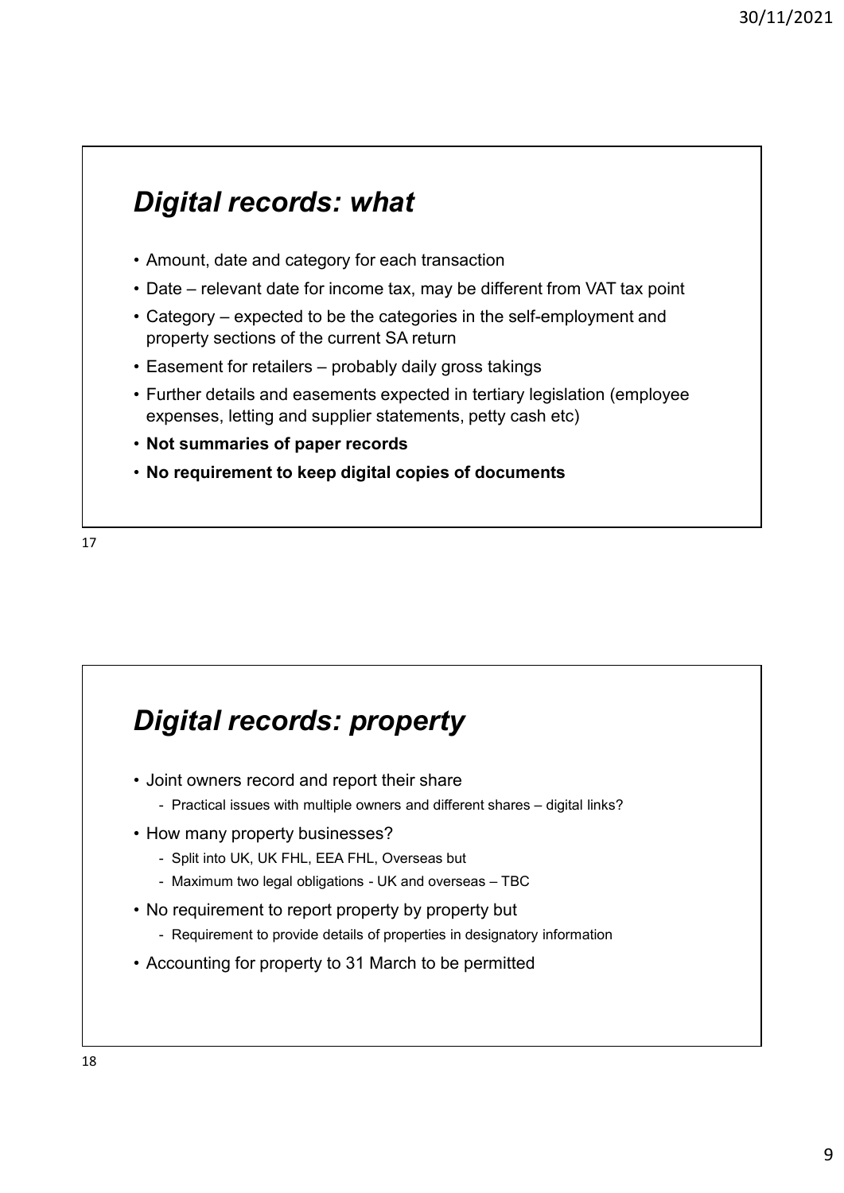## *Digital records: what*

- Amount, date and category for each transaction
- Date – relevant date for income tax, may be different from VAT tax point
- Category – expected to be the categories in the self-employment and property sections of the current SA return
- Easement for retailers – probably daily gross takings
- Further details and easements expected in tertiary legislation (employee expenses, letting and supplier statements, petty cash etc)
- **Not summaries of paper records**
- **No requirement to keep digital copies of documents**

## *Digital records: property*

- Joint owners record and report their share
  - Practical issues with multiple owners and different shares – digital links?
- How many property businesses?
  - Split into UK, UK FHL, EEA FHL, Overseas but
  - Maximum two legal obligations - UK and overseas – TBC
- No requirement to report property by property but
  - Requirement to provide details of properties in designatory information
- Accounting for property to 31 March to be permitted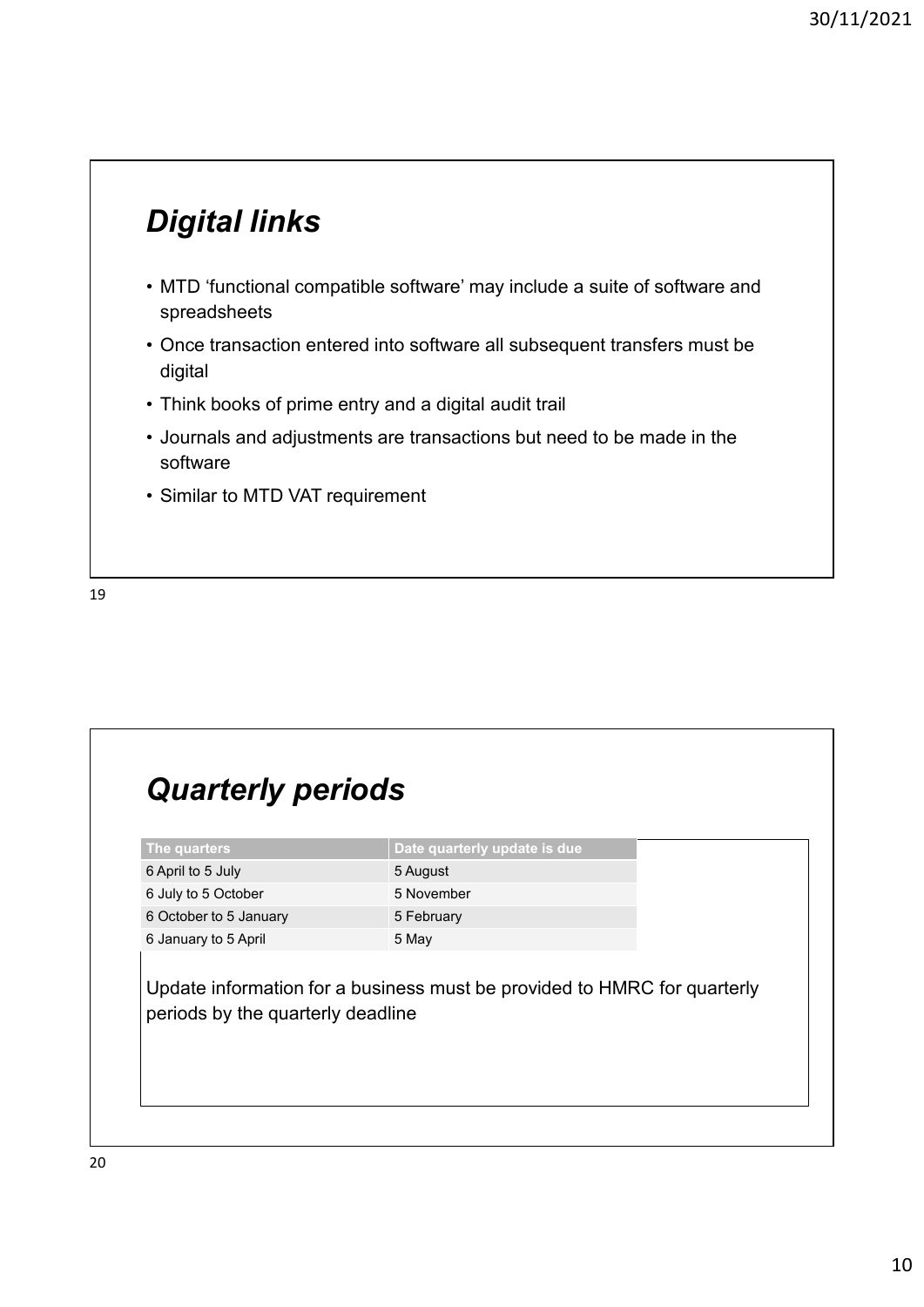## *Digital links*

- MTD 'functional compatible software' may include a suite of software and spreadsheets
- Once transaction entered into software all subsequent transfers must be digital
- Think books of prime entry and a digital audit trail
- Journals and adjustments are transactions but need to be made in the software
- Similar to MTD VAT requirement

## *Quarterly periods*

| The quarters | Date quarterly update is due |
|---|---|
| 6 April to 5 July | 5 August |
| 6 July to 5 October | 5 November |
| 6 October to 5 January | 5 February |
| 6 January to 5 April | 5 May |

Update information for a business must be provided to HMRC for quarterly periods by the quarterly deadline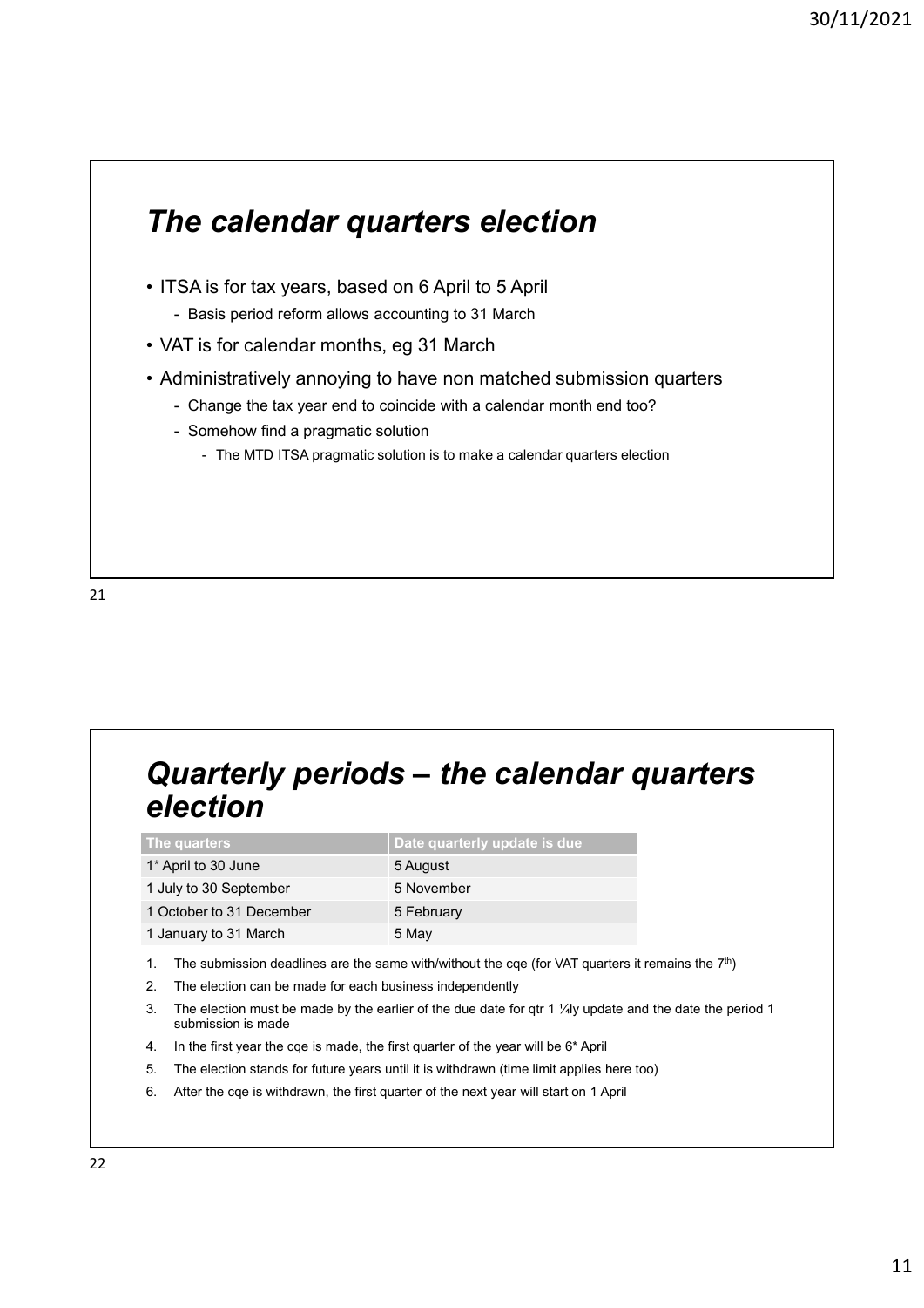## The calendar quarters election

- ITSA is for tax years, based on 6 April to 5 April
  - Basis period reform allows accounting to 31 March
- VAT is for calendar months, eg 31 March
- Administratively annoying to have non matched submission quarters
  - Change the tax year end to coincide with a calendar month end too?
  - Somehow find a pragmatic solution
    - The MTD ITSA pragmatic solution is to make a calendar quarters election

## Quarterly periods – the calendar quarters election

| The quarters | Date quarterly update is due |
| --- | --- |
| 1* April to 30 June | 5 August |
| 1 July to 30 September | 5 November |
| 1 October to 31 December | 5 February |
| 1 January to 31 March | 5 May |

1. The submission deadlines are the same with/without the cqe (for VAT quarters it remains the 7th)
2. The election can be made for each business independently
3. The election must be made by the earlier of the due date for qtr 1 ¼ly update and the date the period 1 submission is made
4. In the first year the cqe is made, the first quarter of the year will be 6* April
5. The election stands for future years until it is withdrawn (time limit applies here too)
6. After the cqe is withdrawn, the first quarter of the next year will start on 1 April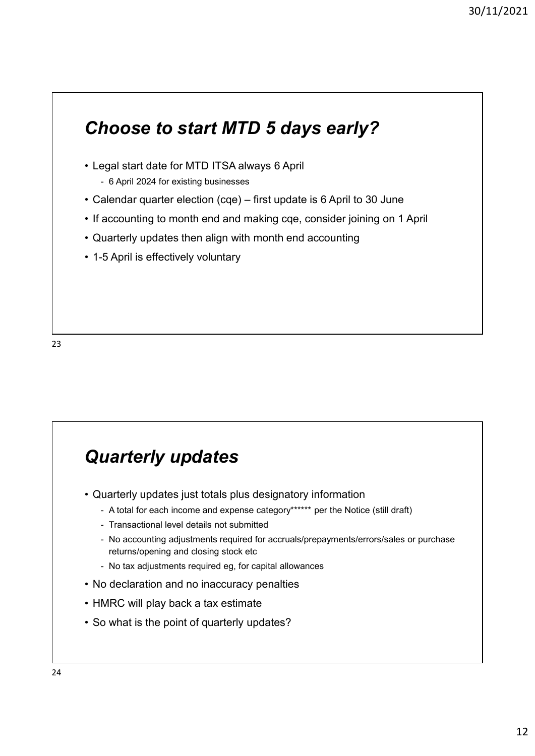## *Choose to start MTD 5 days early?*

- Legal start date for MTD ITSA always 6 April
  - 6 April 2024 for existing businesses
- Calendar quarter election (cqe) – first update is 6 April to 30 June
- If accounting to month end and making cqe, consider joining on 1 April
- Quarterly updates then align with month end accounting
- 1-5 April is effectively voluntary

## *Quarterly updates*

- Quarterly updates just totals plus designatory information
  - A total for each income and expense category****** per the Notice (still draft)
  - Transactional level details not submitted
  - No accounting adjustments required for accruals/prepayments/errors/sales or purchase returns/opening and closing stock etc
  - No tax adjustments required eg, for capital allowances
- No declaration and no inaccuracy penalties
- HMRC will play back a tax estimate
- So what is the point of quarterly updates?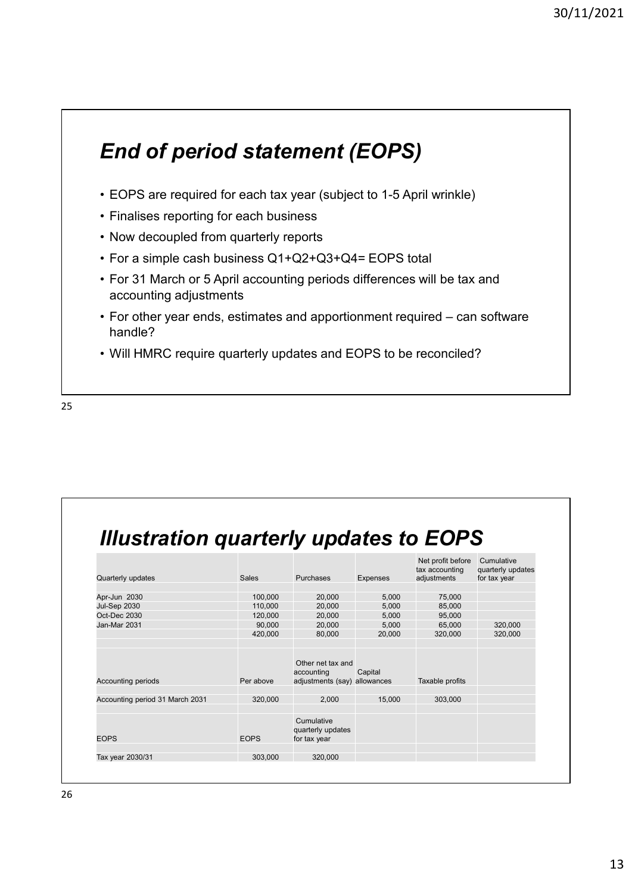# End of period statement (EOPS)

- EOPS are required for each tax year (subject to 1-5 April wrinkle)
- Finalises reporting for each business
- Now decoupled from quarterly reports
- For a simple cash business Q1+Q2+Q3+Q4= EOPS total
- For 31 March or 5 April accounting periods differences will be tax and accounting adjustments
- For other year ends, estimates and apportionment required – can software handle?
- Will HMRC require quarterly updates and EOPS to be reconciled?

# Illustration quarterly updates to EOPS

| Quarterly updates | Sales | Purchases | Expenses | Net profit before tax accounting adjustments | Cumulative quarterly updates for tax year |
|---|---|---|---|---|---|
| Apr-Jun 2030 | 100,000 | 20,000 | 5,000 | 75,000 | |
| Jul-Sep 2030 | 110,000 | 20,000 | 5,000 | 85,000 | |
| Oct-Dec 2030 | 120,000 | 20,000 | 5,000 | 95,000 | |
| Jan-Mar 2031 | 90,000 | 20,000 | 5,000 | 65,000 | 320,000 |
| | 420,000 | 80,000 | 20,000 | 320,000 | 320,000 |
| **Accounting periods** | **Per above** | **Other net tax and accounting adjustments (say)** | **Capital allowances** | **Taxable profits** | |
| Accounting period 31 March 2031 | 320,000 | 2,000 | 15,000 | 303,000 | |
| **EOPS** | **EOPS** | **Cumulative quarterly updates for tax year** | | | |
| Tax year 2030/31 | 303,000 | 320,000 | | | |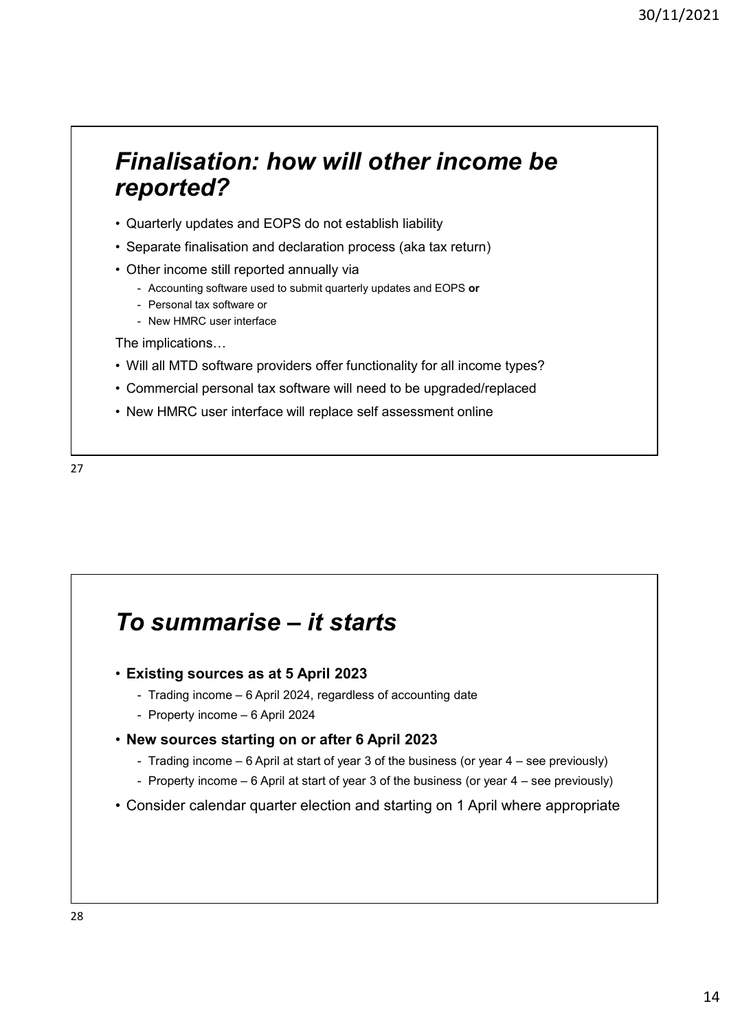## *Finalisation: how will other income be reported?*

- Quarterly updates and EOPS do not establish liability
- Separate finalisation and declaration process (aka tax return)
- Other income still reported annually via
  - Accounting software used to submit quarterly updates and EOPS **or**
  - Personal tax software or
  - New HMRC user interface

The implications…

- Will all MTD software providers offer functionality for all income types?
- Commercial personal tax software will need to be upgraded/replaced
- New HMRC user interface will replace self assessment online

## *To summarise – it starts*

- **Existing sources as at 5 April 2023**
  - Trading income – 6 April 2024, regardless of accounting date
  - Property income – 6 April 2024
- **New sources starting on or after 6 April 2023**
  - Trading income – 6 April at start of year 3 of the business (or year 4 – see previously)
  - Property income – 6 April at start of year 3 of the business (or year 4 – see previously)
- Consider calendar quarter election and starting on 1 April where appropriate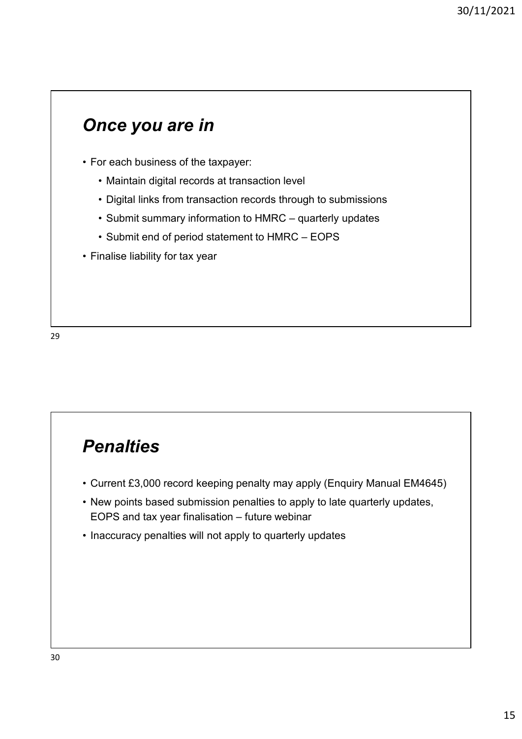## *Once you are in*

- For each business of the taxpayer:
  - Maintain digital records at transaction level
  - Digital links from transaction records through to submissions
  - Submit summary information to HMRC – quarterly updates
  - Submit end of period statement to HMRC – EOPS
- Finalise liability for tax year

## *Penalties*

- Current £3,000 record keeping penalty may apply (Enquiry Manual EM4645)
- New points based submission penalties to apply to late quarterly updates, EOPS and tax year finalisation – future webinar
- Inaccuracy penalties will not apply to quarterly updates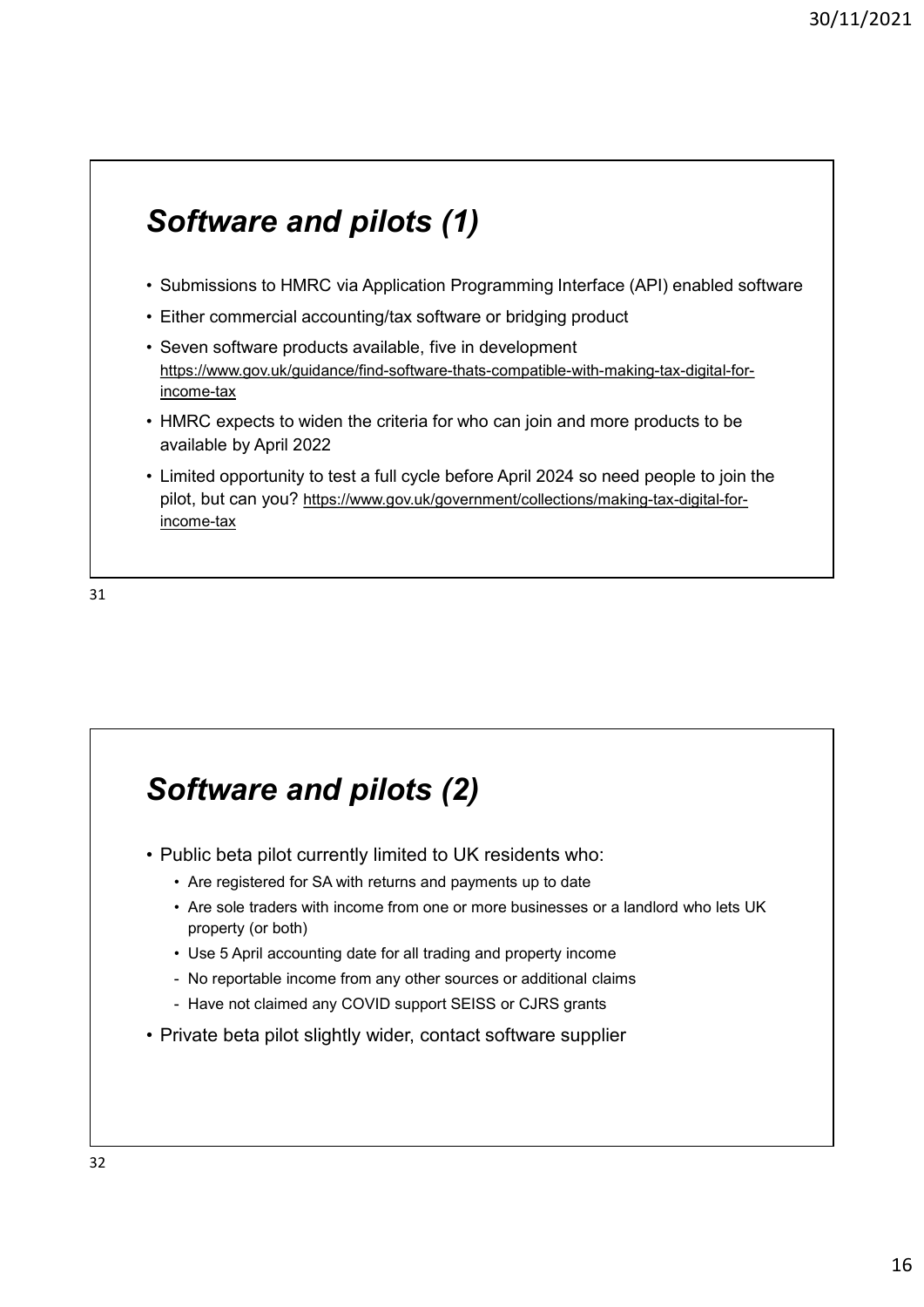## *Software and pilots (1)*

- Submissions to HMRC via Application Programming Interface (API) enabled software
- Either commercial accounting/tax software or bridging product
- Seven software products available, five in development https://www.gov.uk/guidance/find-software-thats-compatible-with-making-tax-digital-for-income-tax
- HMRC expects to widen the criteria for who can join and more products to be available by April 2022
- Limited opportunity to test a full cycle before April 2024 so need people to join the pilot, but can you? https://www.gov.uk/government/collections/making-tax-digital-for-income-tax

## *Software and pilots (2)*

- Public beta pilot currently limited to UK residents who:
  - Are registered for SA with returns and payments up to date
  - Are sole traders with income from one or more businesses or a landlord who lets UK property (or both)
  - Use 5 April accounting date for all trading and property income
  - No reportable income from any other sources or additional claims
  - Have not claimed any COVID support SEISS or CJRS grants
- Private beta pilot slightly wider, contact software supplier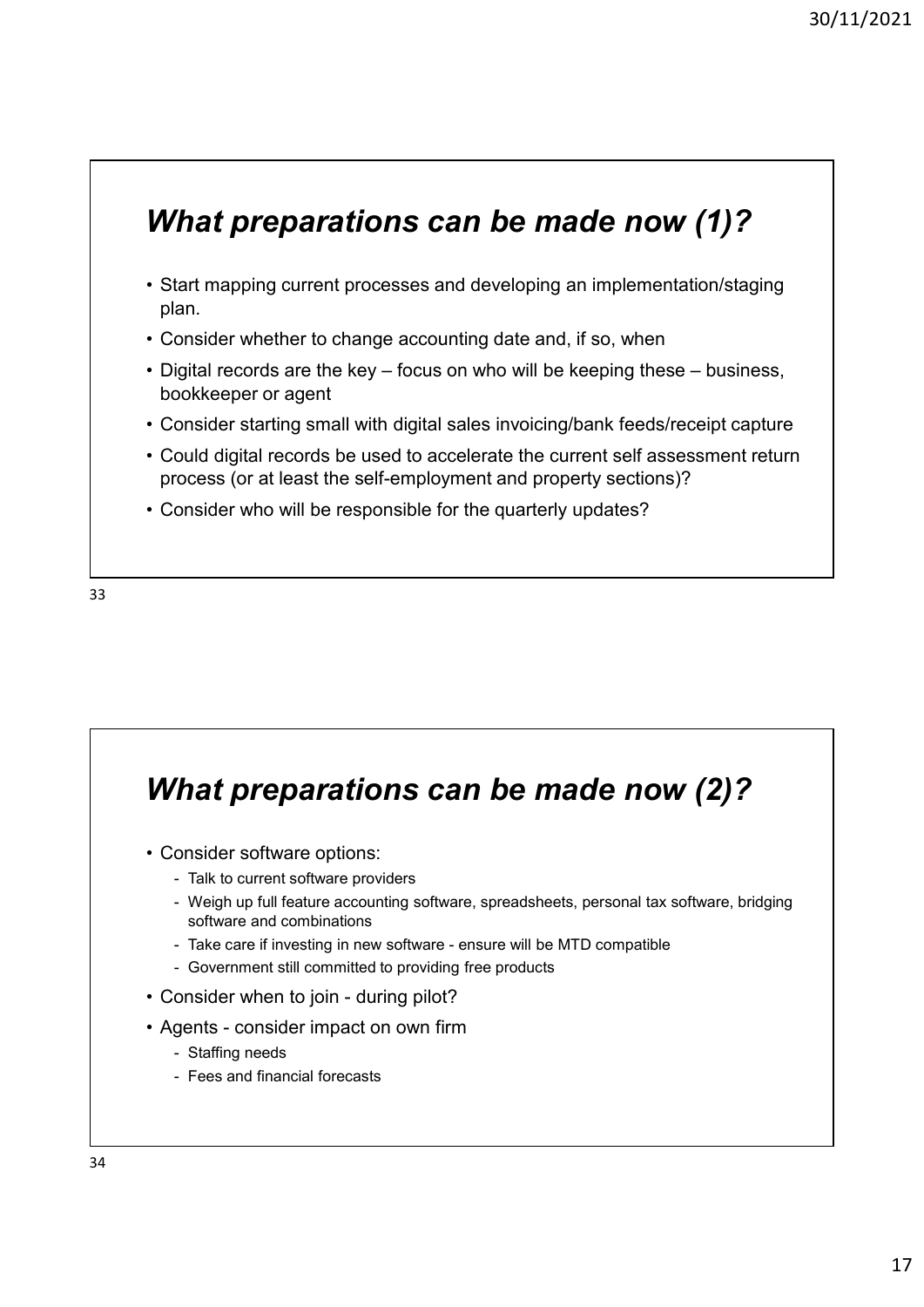## *What preparations can be made now (1)?*

- Start mapping current processes and developing an implementation/staging plan.
- Consider whether to change accounting date and, if so, when
- Digital records are the key – focus on who will be keeping these – business, bookkeeper or agent
- Consider starting small with digital sales invoicing/bank feeds/receipt capture
- Could digital records be used to accelerate the current self assessment return process (or at least the self-employment and property sections)?
- Consider who will be responsible for the quarterly updates?

## *What preparations can be made now (2)?*

- Consider software options:
  - Talk to current software providers
  - Weigh up full feature accounting software, spreadsheets, personal tax software, bridging software and combinations
  - Take care if investing in new software - ensure will be MTD compatible
  - Government still committed to providing free products
- Consider when to join - during pilot?
- Agents - consider impact on own firm
  - Staffing needs
  - Fees and financial forecasts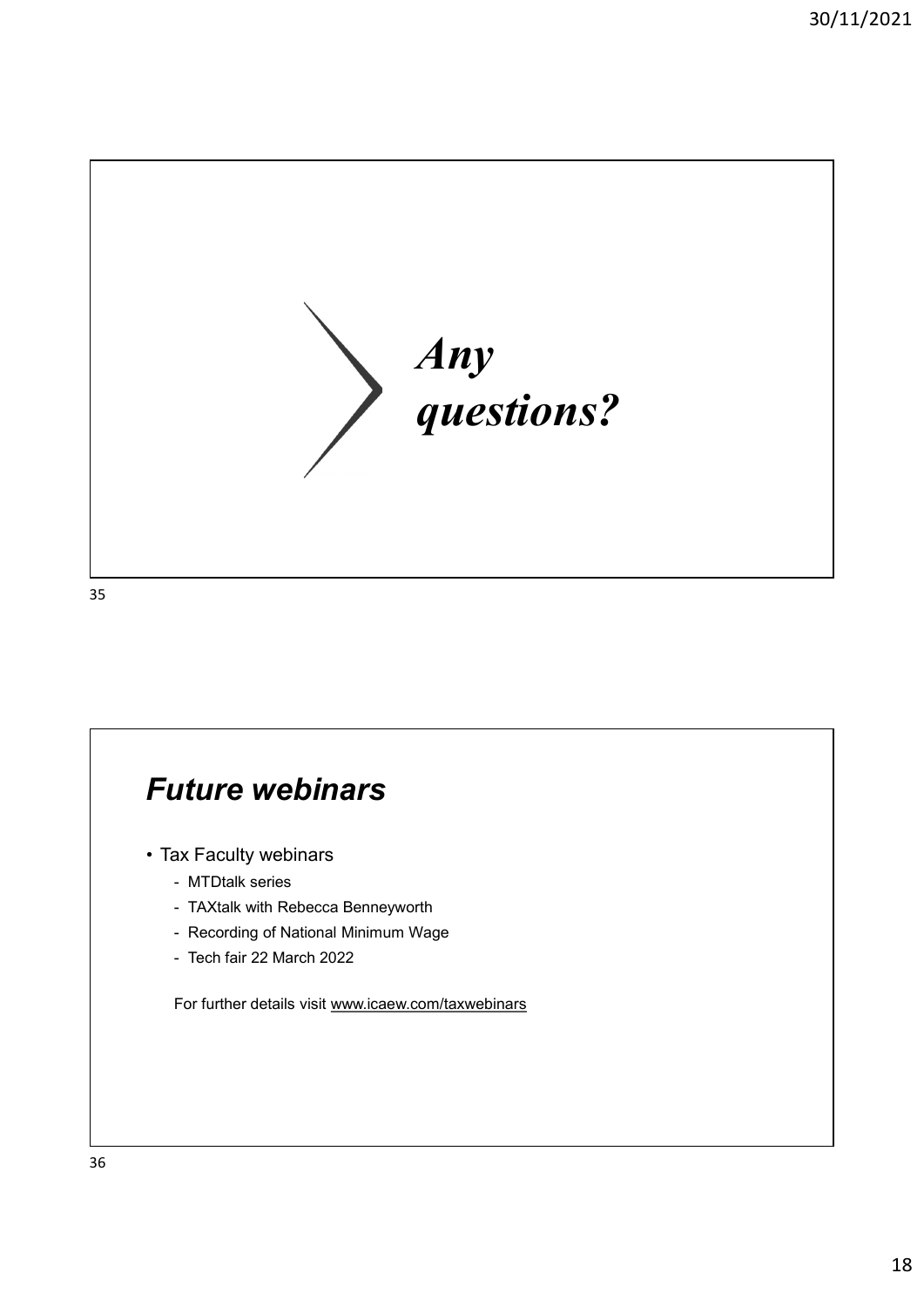*Any questions?*

## *Future webinars*

- Tax Faculty webinars
  - MTDtalk series
  - TAXtalk with Rebecca Benneyworth
  - Recording of National Minimum Wage
  - Tech fair 22 March 2022

  For further details visit www.icaew.com/taxwebinars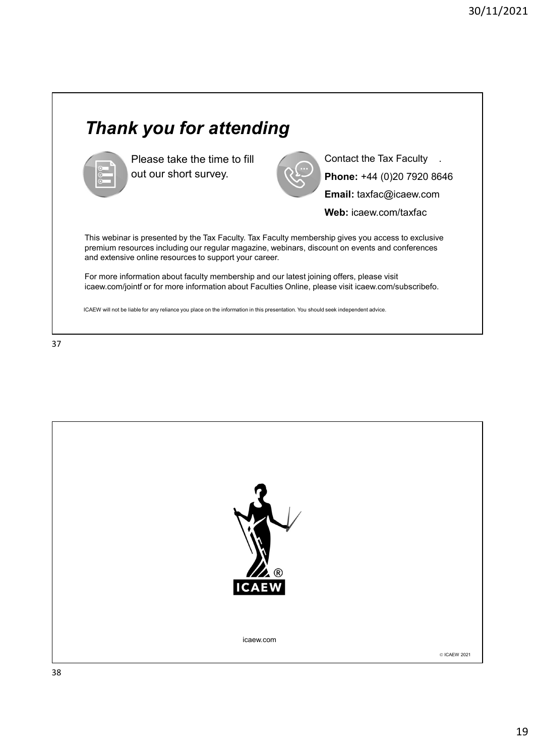## *Thank you for attending*

Please take the time to fill out our short survey.

Contact the Tax Faculty .

**Phone:** +44 (0)20 7920 8646

**Email:** taxfac@icaew.com

**Web:** icaew.com/taxfac

This webinar is presented by the Tax Faculty. Tax Faculty membership gives you access to exclusive premium resources including our regular magazine, webinars, discount on events and conferences and extensive online resources to support your career.

For more information about faculty membership and our latest joining offers, please visit icaew.com/jointf or for more information about Faculties Online, please visit icaew.com/subscribefo.

ICAEW will not be liable for any reliance you place on the information in this presentation. You should seek independent advice.

ICAEW

icaew.com

© ICAEW 2021